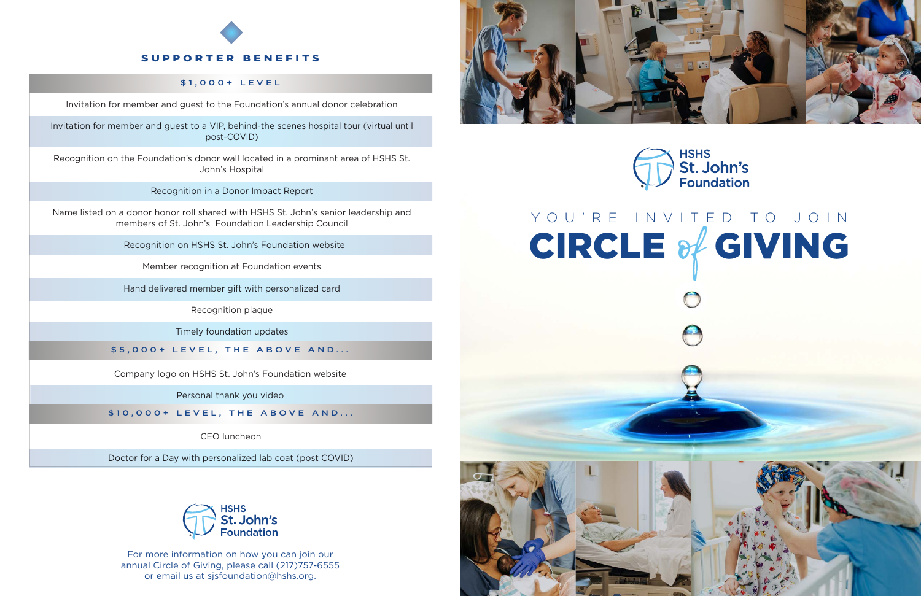## SUPPORTER BENEFITS

| $1,000+ LEVEL |
|---|
| Invitation for member and guest to the Foundation's annual donor celebration |
| Invitation for member and guest to a VIP, behind-the scenes hospital tour (virtual until post-COVID) |
| Recognition on the Foundation's donor wall located in a prominant area of HSHS St. John's Hospital |
| Recognition in a Donor Impact Report |
| Name listed on a donor honor roll shared with HSHS St. John's senior leadership and members of St. John's Foundation Leadership Council |
| Recognition on HSHS St. John's Foundation website |
| Member recognition at Foundation events |
| Hand delivered member gift with personalized card |
| Recognition plaque |
| Timely foundation updates |
| **$5,000+ LEVEL, THE ABOVE AND...** |
| Company logo on HSHS St. John's Foundation website |
| Personal thank you video |
| **$10,000+ LEVEL, THE ABOVE AND...** |
| CEO luncheon |
| Doctor for a Day with personalized lab coat (post COVID) |

HSHS St. John's Foundation

For more information on how you can join our annual Circle of Giving, please call (217)757-6555 or email us at sjsfoundation@hshs.org.

HSHS St. John's Foundation

YOU'RE INVITED TO JOIN

# CIRCLE of GIVING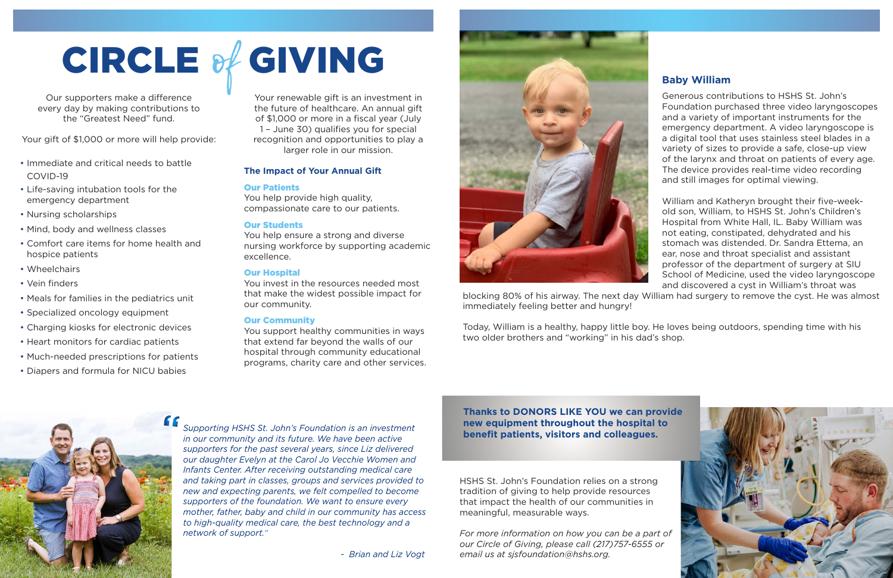# CIRCLE of GIVING

Our supporters make a difference every day by making contributions to the "Greatest Need" fund.

Your gift of $1,000 or more will help provide:

- Immediate and critical needs to battle COVID-19
- Life-saving intubation tools for the emergency department
- Nursing scholarships
- Mind, body and wellness classes
- Comfort care items for home health and hospice patients
- Wheelchairs
- Vein finders
- Meals for families in the pediatrics unit
- Specialized oncology equipment
- Charging kiosks for electronic devices
- Heart monitors for cardiac patients
- Much-needed prescriptions for patients
- Diapers and formula for NICU babies

Your renewable gift is an investment in the future of healthcare. An annual gift of $1,000 or more in a fiscal year (July 1 – June 30) qualifies you for special recognition and opportunities to play a larger role in our mission.

### The Impact of Your Annual Gift

**Our Patients**
You help provide high quality, compassionate care to our patients.

**Our Students**
You help ensure a strong and diverse nursing workforce by supporting academic excellence.

**Our Hospital**
You invest in the resources needed most that make the widest possible impact for our community.

**Our Community**
You support healthy communities in ways that extend far beyond the walls of our hospital through community educational programs, charity care and other services.

### Baby William

Generous contributions to HSHS St. John's Foundation purchased three video laryngoscopes and a variety of important instruments for the emergency department. A video laryngoscope is a digital tool that uses stainless steel blades in a variety of sizes to provide a safe, close-up view of the larynx and throat on patients of every age. The device provides real-time video recording and still images for optimal viewing.

William and Katheryn brought their five-week-old son, William, to HSHS St. John's Children's Hospital from White Hall, IL. Baby William was not eating, constipated, dehydrated and his stomach was distended. Dr. Sandra Ettema, an ear, nose and throat specialist and assistant professor of the department of surgery at SIU School of Medicine, used the video laryngoscope and discovered a cyst in William's throat was blocking 80% of his airway. The next day William had surgery to remove the cyst. He was almost immediately feeling better and hungry!

Today, William is a healthy, happy little boy. He loves being outdoors, spending time with his two older brothers and "working" in his dad's shop.

*"Supporting HSHS St. John's Foundation is an investment in our community and its future. We have been active supporters for the past several years, since Liz delivered our daughter Evelyn at the Carol Jo Vecchie Women and Infants Center. After receiving outstanding medical care and taking part in classes, groups and services provided to new and expecting parents, we felt compelled to become supporters of the foundation. We want to ensure every mother, father, baby and child in our community has access to high-quality medical care, the best technology and a network of support."*

*- Brian and Liz Vogt*

**Thanks to DONORS LIKE YOU we can provide new equipment throughout the hospital to benefit patients, visitors and colleagues.**

HSHS St. John's Foundation relies on a strong tradition of giving to help provide resources that impact the health of our communities in meaningful, measurable ways.

*For more information on how you can be a part of our Circle of Giving, please call (217)757-6555 or email us at sjsfoundation@hshs.org.*